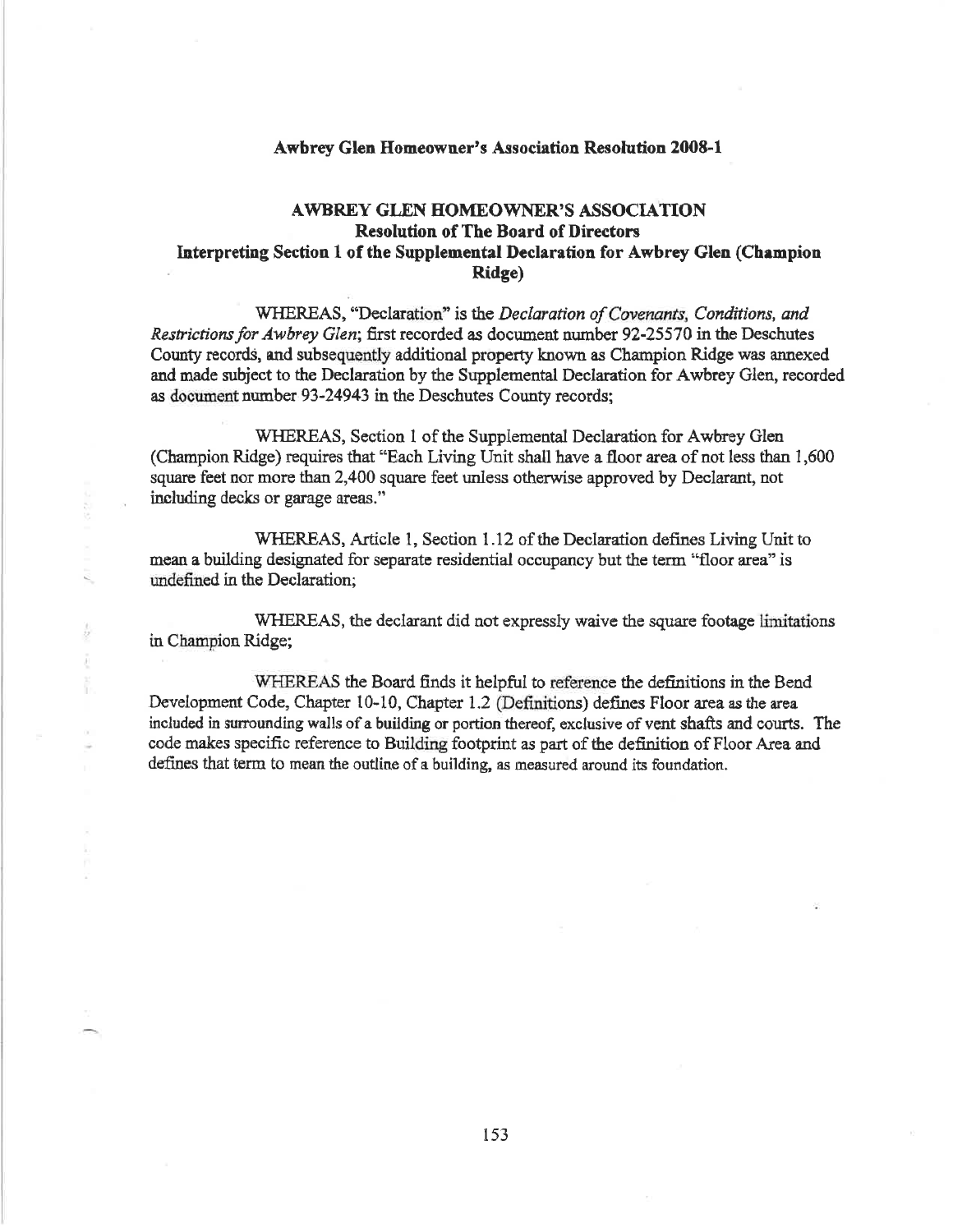**Awbrey Glen Homeowner's Association Resolution 2008-1**

# AWBREY GLEN HOMEOWNER'S ASSOCIATION
## Resolution of The Board of Directors
## Interpreting Section 1 of the Supplemental Declaration for Awbrey Glen (Champion Ridge)

WHEREAS, "Declaration" is the *Declaration of Covenants, Conditions, and Restrictions for Awbrey Glen*; first recorded as document number 92-25570 in the Deschutes County records, and subsequently additional property known as Champion Ridge was annexed and made subject to the Declaration by the Supplemental Declaration for Awbrey Glen, recorded as document number 93-24943 in the Deschutes County records;

WHEREAS, Section 1 of the Supplemental Declaration for Awbrey Glen (Champion Ridge) requires that "Each Living Unit shall have a floor area of not less than 1,600 square feet nor more than 2,400 square feet unless otherwise approved by Declarant, not including decks or garage areas."

WHEREAS, Article 1, Section 1.12 of the Declaration defines Living Unit to mean a building designated for separate residential occupancy but the term "floor area" is undefined in the Declaration;

WHEREAS, the declarant did not expressly waive the square footage limitations in Champion Ridge;

WHEREAS the Board finds it helpful to reference the definitions in the Bend Development Code, Chapter 10-10, Chapter 1.2 (Definitions) defines Floor area as the area included in surrounding walls of a building or portion thereof, exclusive of vent shafts and courts. The code makes specific reference to Building footprint as part of the definition of Floor Area and defines that term to mean the outline of a building, as measured around its foundation.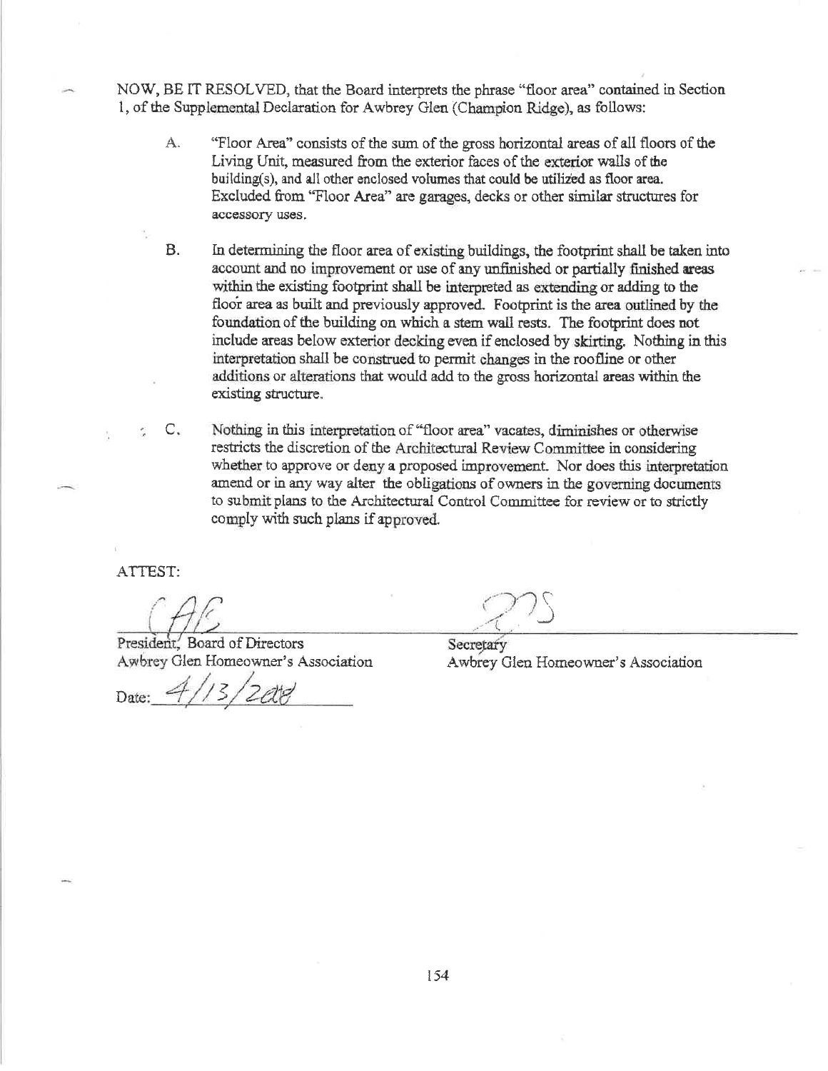NOW, BE IT RESOLVED, that the Board interprets the phrase "floor area" contained in Section 1, of the Supplemental Declaration for Awbrey Glen (Champion Ridge), as follows:

A. "Floor Area" consists of the sum of the gross horizontal areas of all floors of the Living Unit, measured from the exterior faces of the exterior walls of the building(s), and all other enclosed volumes that could be utilized as floor area. Excluded from "Floor Area" are garages, decks or other similar structures for accessory uses.

B. In determining the floor area of existing buildings, the footprint shall be taken into account and no improvement or use of any unfinished or partially finished areas within the existing footprint shall be interpreted as extending or adding to the floor area as built and previously approved. Footprint is the area outlined by the foundation of the building on which a stem wall rests. The footprint does not include areas below exterior decking even if enclosed by skirting. Nothing in this interpretation shall be construed to permit changes in the roofline or other additions or alterations that would add to the gross horizontal areas within the existing structure.

C. Nothing in this interpretation of "floor area" vacates, diminishes or otherwise restricts the discretion of the Architectural Review Committee in considering whether to approve or deny a proposed improvement. Nor does this interpretation amend or in any way alter the obligations of owners in the governing documents to submit plans to the Architectural Control Committee for review or to strictly comply with such plans if approved.

ATTEST:

President, Board of Directors
Awbrey Glen Homeowner's Association

Date: 4/13/2008

Secretary
Awbrey Glen Homeowner's Association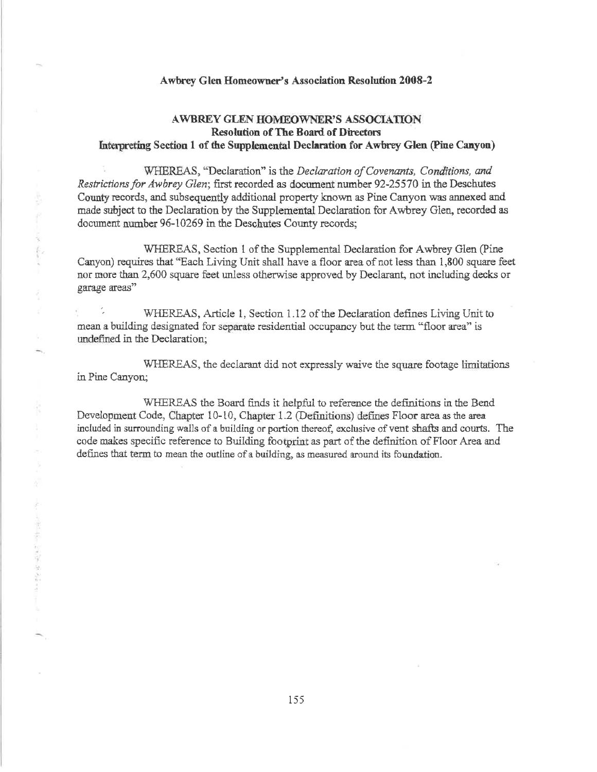**Awbrey Glen Homeowner's Association Resolution 2008-2**

**AWBREY GLEN HOMEOWNER'S ASSOCIATION**
**Resolution of The Board of Directors**
**Interpreting Section 1 of the Supplemental Declaration for Awbrey Glen (Pine Canyon)**

WHEREAS, "Declaration" is the *Declaration of Covenants, Conditions, and Restrictions for Awbrey Glen*; first recorded as document number 92-25570 in the Deschutes County records, and subsequently additional property known as Pine Canyon was annexed and made subject to the Declaration by the Supplemental Declaration for Awbrey Glen, recorded as document number 96-10269 in the Deschutes County records;

WHEREAS, Section 1 of the Supplemental Declaration for Awbrey Glen (Pine Canyon) requires that "Each Living Unit shall have a floor area of not less than 1,800 square feet nor more than 2,600 square feet unless otherwise approved by Declarant, not including decks or garage areas"

WHEREAS, Article 1, Section 1.12 of the Declaration defines Living Unit to mean a building designated for separate residential occupancy but the term "floor area" is undefined in the Declaration;

WHEREAS, the declarant did not expressly waive the square footage limitations in Pine Canyon;

WHEREAS the Board finds it helpful to reference the definitions in the Bend Development Code, Chapter 10-10, Chapter 1.2 (Definitions) defines Floor area as the area included in surrounding walls of a building or portion thereof, exclusive of vent shafts and courts. The code makes specific reference to Building footprint as part of the definition of Floor Area and defines that term to mean the outline of a building, as measured around its foundation.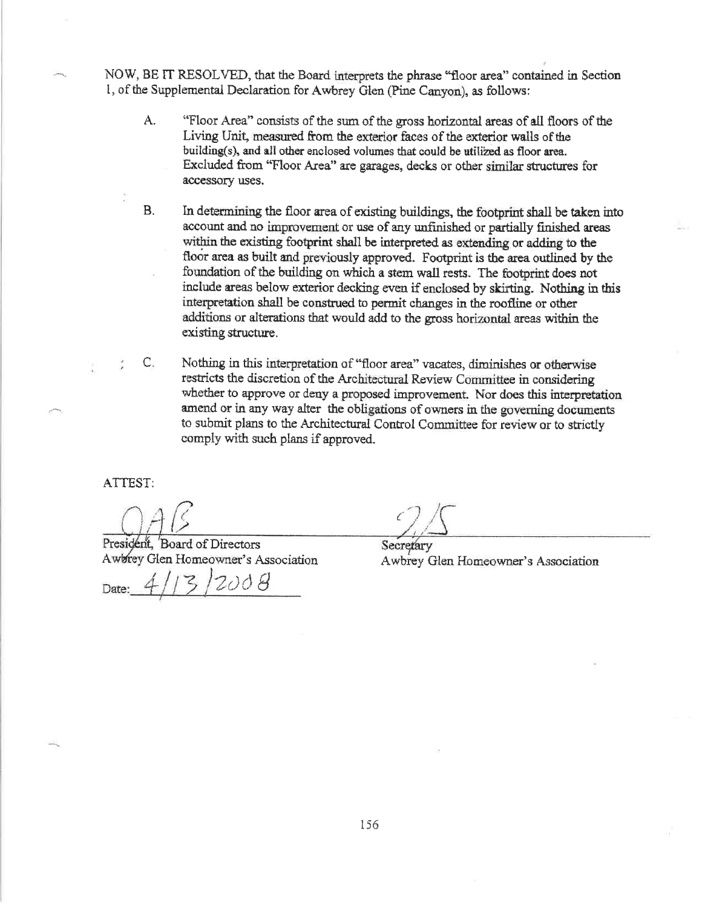NOW, BE IT RESOLVED, that the Board interprets the phrase "floor area" contained in Section 1, of the Supplemental Declaration for Awbrey Glen (Pine Canyon), as follows:

A. "Floor Area" consists of the sum of the gross horizontal areas of all floors of the Living Unit, measured from the exterior faces of the exterior walls of the building(s), and all other enclosed volumes that could be utilized as floor area. Excluded from "Floor Area" are garages, decks or other similar structures for accessory uses.

B. In determining the floor area of existing buildings, the footprint shall be taken into account and no improvement or use of any unfinished or partially finished areas within the existing footprint shall be interpreted as extending or adding to the floor area as built and previously approved. Footprint is the area outlined by the foundation of the building on which a stem wall rests. The footprint does not include areas below exterior decking even if enclosed by skirting. Nothing in this interpretation shall be construed to permit changes in the roofline or other additions or alterations that would add to the gross horizontal areas within the existing structure.

C. Nothing in this interpretation of "floor area" vacates, diminishes or otherwise restricts the discretion of the Architectural Review Committee in considering whether to approve or deny a proposed improvement. Nor does this interpretation amend or in any way alter the obligations of owners in the governing documents to submit plans to the Architectural Control Committee for review or to strictly comply with such plans if approved.

ATTEST:

President, Board of Directors
Awbrey Glen Homeowner's Association

Date: 4/13/2008

Secretary
Awbrey Glen Homeowner's Association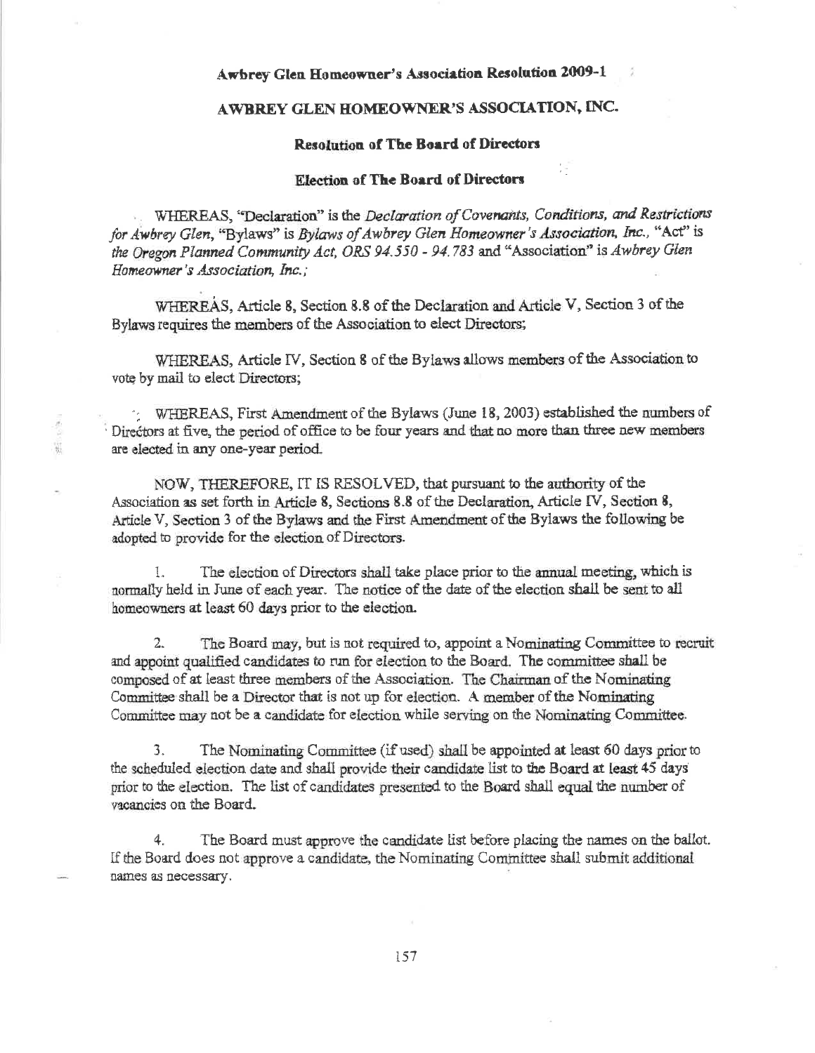**Awbrey Glen Homeowner's Association Resolution 2009-1**

# AWBREY GLEN HOMEOWNER'S ASSOCIATION, INC.

## Resolution of The Board of Directors

## Election of The Board of Directors

WHEREAS, "Declaration" is the *Declaration of Covenants, Conditions, and Restrictions for Awbrey Glen*, "Bylaws" is *Bylaws of Awbrey Glen Homeowner's Association, Inc.*, "Act" is *the Oregon Planned Community Act, ORS 94.550 - 94.783* and "Association" is *Awbrey Glen Homeowner's Association, Inc.*;

WHEREAS, Article 8, Section 8.8 of the Declaration and Article V, Section 3 of the Bylaws requires the members of the Association to elect Directors;

WHEREAS, Article IV, Section 8 of the Bylaws allows members of the Association to vote by mail to elect Directors;

WHEREAS, First Amendment of the Bylaws (June 18, 2003) established the numbers of Directors at five, the period of office to be four years and that no more than three new members are elected in any one-year period.

NOW, THEREFORE, IT IS RESOLVED, that pursuant to the authority of the Association as set forth in Article 8, Sections 8.8 of the Declaration, Article IV, Section 8, Article V, Section 3 of the Bylaws and the First Amendment of the Bylaws the following be adopted to provide for the election of Directors.

1. The election of Directors shall take place prior to the annual meeting, which is normally held in June of each year. The notice of the date of the election shall be sent to all homeowners at least 60 days prior to the election.

2. The Board may, but is not required to, appoint a Nominating Committee to recruit and appoint qualified candidates to run for election to the Board. The committee shall be composed of at least three members of the Association. The Chairman of the Nominating Committee shall be a Director that is not up for election. A member of the Nominating Committee may not be a candidate for election while serving on the Nominating Committee.

3. The Nominating Committee (if used) shall be appointed at least 60 days prior to the scheduled election date and shall provide their candidate list to the Board at least 45 days prior to the election. The list of candidates presented to the Board shall equal the number of vacancies on the Board.

4. The Board must approve the candidate list before placing the names on the ballot. If the Board does not approve a candidate, the Nominating Committee shall submit additional names as necessary.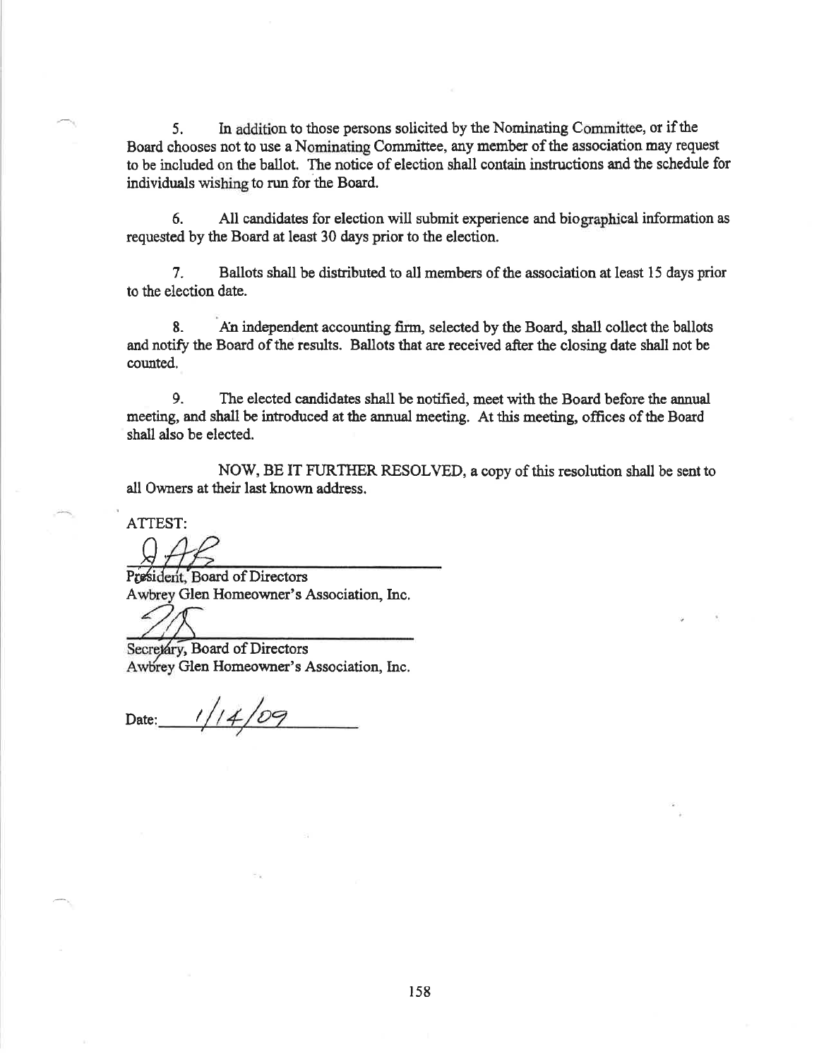5. In addition to those persons solicited by the Nominating Committee, or if the Board chooses not to use a Nominating Committee, any member of the association may request to be included on the ballot. The notice of election shall contain instructions and the schedule for individuals wishing to run for the Board.

6. All candidates for election will submit experience and biographical information as requested by the Board at least 30 days prior to the election.

7. Ballots shall be distributed to all members of the association at least 15 days prior to the election date.

8. An independent accounting firm, selected by the Board, shall collect the ballots and notify the Board of the results. Ballots that are received after the closing date shall not be counted.

9. The elected candidates shall be notified, meet with the Board before the annual meeting, and shall be introduced at the annual meeting. At this meeting, offices of the Board shall also be elected.

NOW, BE IT FURTHER RESOLVED, a copy of this resolution shall be sent to all Owners at their last known address.

ATTEST:

President, Board of Directors
Awbrey Glen Homeowner's Association, Inc.

Secretary, Board of Directors
Awbrey Glen Homeowner's Association, Inc.

Date: 1/14/09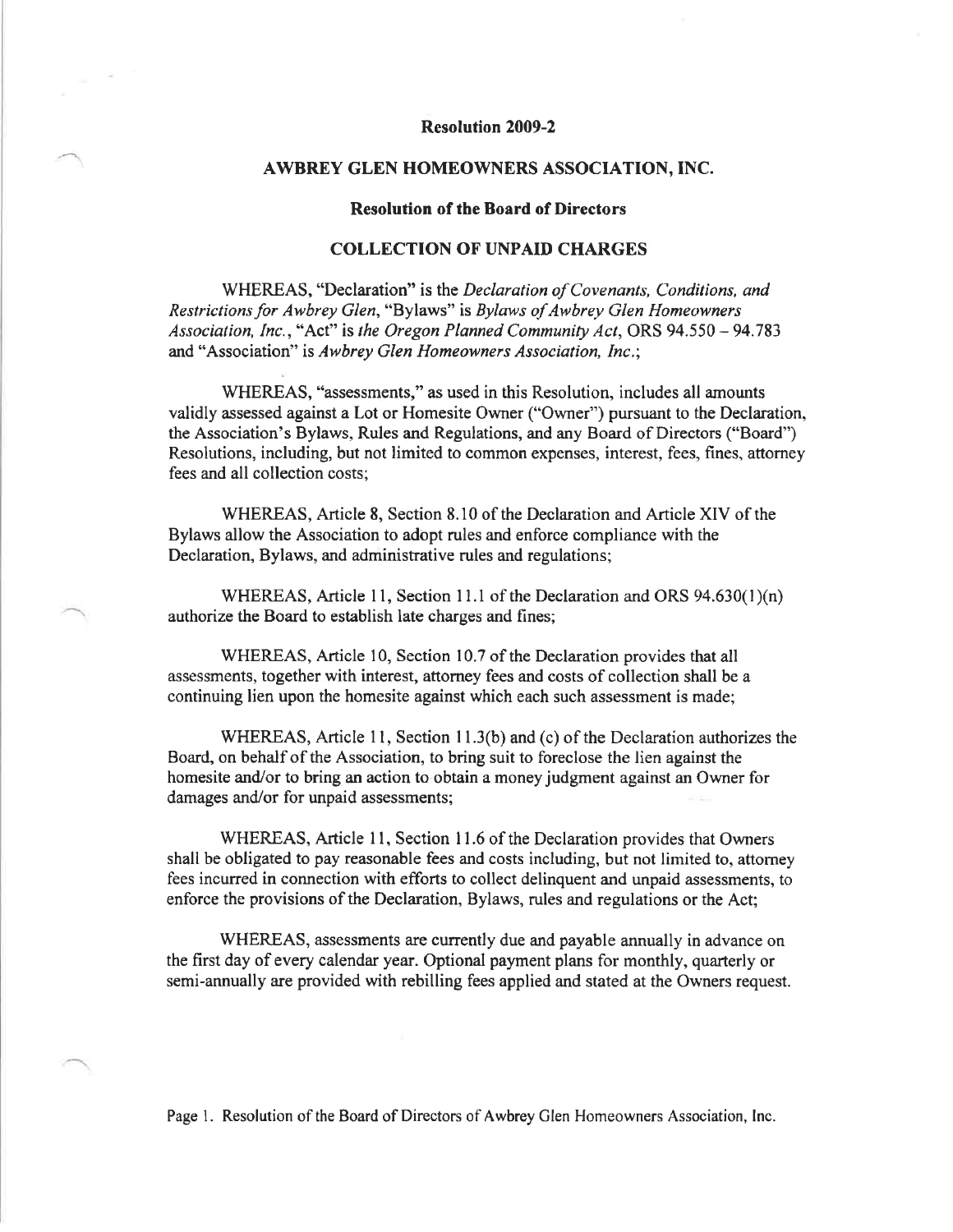**Resolution 2009-2**

# AWBREY GLEN HOMEOWNERS ASSOCIATION, INC.

## Resolution of the Board of Directors

## COLLECTION OF UNPAID CHARGES

WHEREAS, "Declaration" is the *Declaration of Covenants, Conditions, and Restrictions for Awbrey Glen*, "Bylaws" is *Bylaws of Awbrey Glen Homeowners Association, Inc.*, "Act" is *the Oregon Planned Community Act*, ORS 94.550 – 94.783 and "Association" is *Awbrey Glen Homeowners Association, Inc.*;

WHEREAS, "assessments," as used in this Resolution, includes all amounts validly assessed against a Lot or Homesite Owner ("Owner") pursuant to the Declaration, the Association's Bylaws, Rules and Regulations, and any Board of Directors ("Board") Resolutions, including, but not limited to common expenses, interest, fees, fines, attorney fees and all collection costs;

WHEREAS, Article 8, Section 8.10 of the Declaration and Article XIV of the Bylaws allow the Association to adopt rules and enforce compliance with the Declaration, Bylaws, and administrative rules and regulations;

WHEREAS, Article 11, Section 11.1 of the Declaration and ORS 94.630(1)(n) authorize the Board to establish late charges and fines;

WHEREAS, Article 10, Section 10.7 of the Declaration provides that all assessments, together with interest, attorney fees and costs of collection shall be a continuing lien upon the homesite against which each such assessment is made;

WHEREAS, Article 11, Section 11.3(b) and (c) of the Declaration authorizes the Board, on behalf of the Association, to bring suit to foreclose the lien against the homesite and/or to bring an action to obtain a money judgment against an Owner for damages and/or for unpaid assessments;

WHEREAS, Article 11, Section 11.6 of the Declaration provides that Owners shall be obligated to pay reasonable fees and costs including, but not limited to, attorney fees incurred in connection with efforts to collect delinquent and unpaid assessments, to enforce the provisions of the Declaration, Bylaws, rules and regulations or the Act;

WHEREAS, assessments are currently due and payable annually in advance on the first day of every calendar year. Optional payment plans for monthly, quarterly or semi-annually are provided with rebilling fees applied and stated at the Owners request.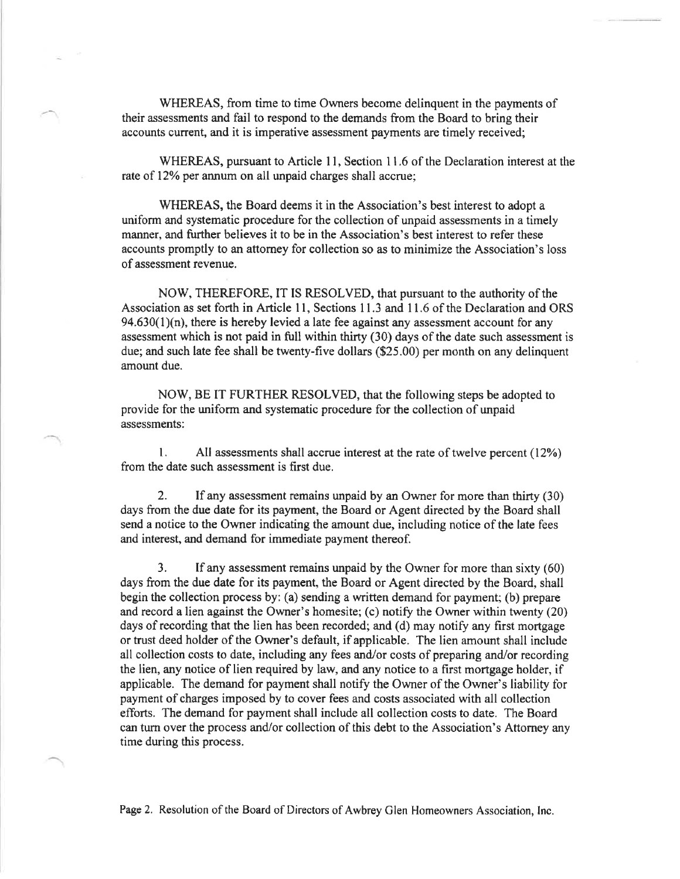WHEREAS, from time to time Owners become delinquent in the payments of their assessments and fail to respond to the demands from the Board to bring their accounts current, and it is imperative assessment payments are timely received;

WHEREAS, pursuant to Article 11, Section 11.6 of the Declaration interest at the rate of 12% per annum on all unpaid charges shall accrue;

WHEREAS, the Board deems it in the Association's best interest to adopt a uniform and systematic procedure for the collection of unpaid assessments in a timely manner, and further believes it to be in the Association's best interest to refer these accounts promptly to an attorney for collection so as to minimize the Association's loss of assessment revenue.

NOW, THEREFORE, IT IS RESOLVED, that pursuant to the authority of the Association as set forth in Article 11, Sections 11.3 and 11.6 of the Declaration and ORS 94.630(1)(n), there is hereby levied a late fee against any assessment account for any assessment which is not paid in full within thirty (30) days of the date such assessment is due; and such late fee shall be twenty-five dollars ($25.00) per month on any delinquent amount due.

NOW, BE IT FURTHER RESOLVED, that the following steps be adopted to provide for the uniform and systematic procedure for the collection of unpaid assessments:

1. All assessments shall accrue interest at the rate of twelve percent (12%) from the date such assessment is first due.

2. If any assessment remains unpaid by an Owner for more than thirty (30) days from the due date for its payment, the Board or Agent directed by the Board shall send a notice to the Owner indicating the amount due, including notice of the late fees and interest, and demand for immediate payment thereof.

3. If any assessment remains unpaid by the Owner for more than sixty (60) days from the due date for its payment, the Board or Agent directed by the Board, shall begin the collection process by: (a) sending a written demand for payment; (b) prepare and record a lien against the Owner's homesite; (c) notify the Owner within twenty (20) days of recording that the lien has been recorded; and (d) may notify any first mortgage or trust deed holder of the Owner's default, if applicable. The lien amount shall include all collection costs to date, including any fees and/or costs of preparing and/or recording the lien, any notice of lien required by law, and any notice to a first mortgage holder, if applicable. The demand for payment shall notify the Owner of the Owner's liability for payment of charges imposed by to cover fees and costs associated with all collection efforts. The demand for payment shall include all collection costs to date. The Board can turn over the process and/or collection of this debt to the Association's Attorney any time during this process.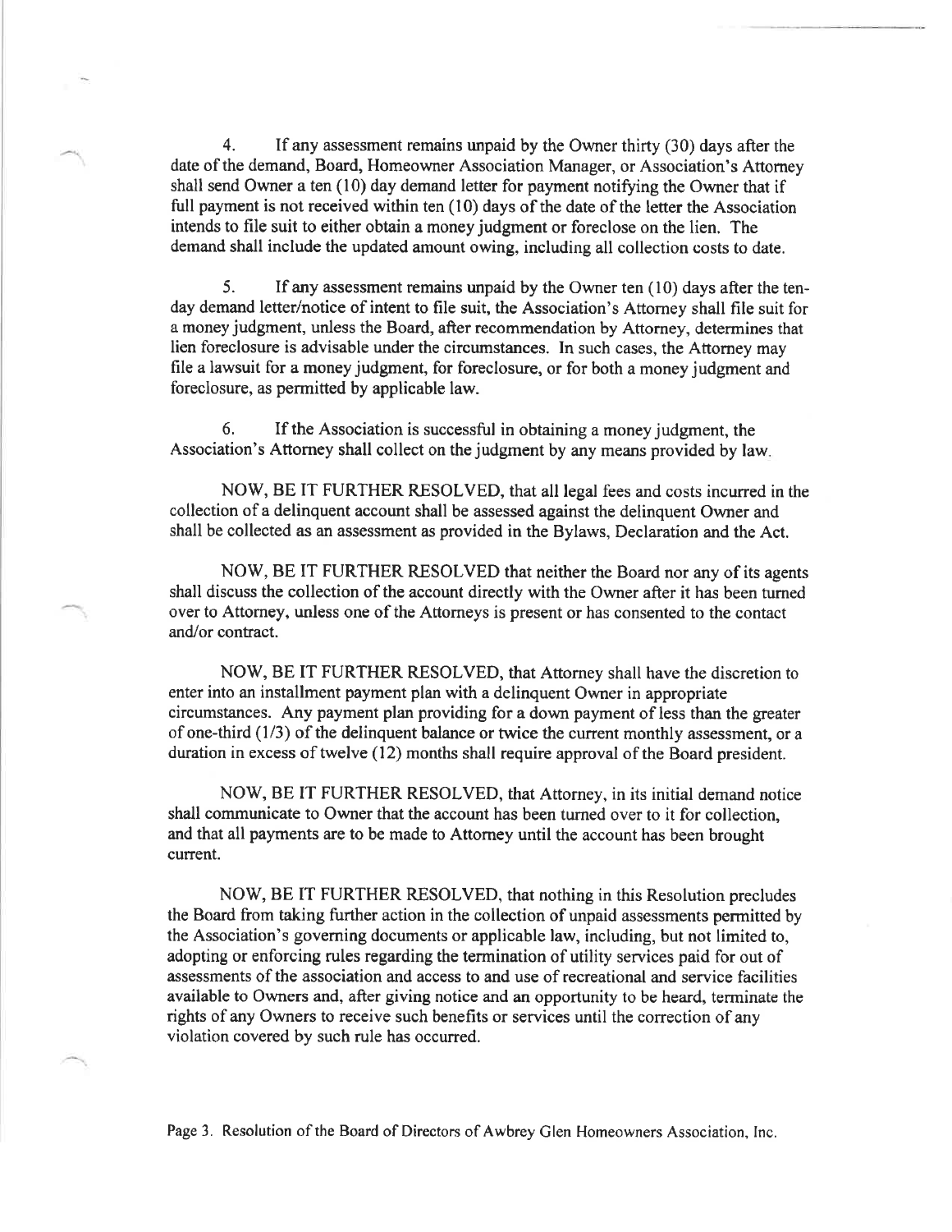4. If any assessment remains unpaid by the Owner thirty (30) days after the date of the demand, Board, Homeowner Association Manager, or Association's Attorney shall send Owner a ten (10) day demand letter for payment notifying the Owner that if full payment is not received within ten (10) days of the date of the letter the Association intends to file suit to either obtain a money judgment or foreclose on the lien. The demand shall include the updated amount owing, including all collection costs to date.

5. If any assessment remains unpaid by the Owner ten (10) days after the ten-day demand letter/notice of intent to file suit, the Association's Attorney shall file suit for a money judgment, unless the Board, after recommendation by Attorney, determines that lien foreclosure is advisable under the circumstances. In such cases, the Attorney may file a lawsuit for a money judgment, for foreclosure, or for both a money judgment and foreclosure, as permitted by applicable law.

6. If the Association is successful in obtaining a money judgment, the Association's Attorney shall collect on the judgment by any means provided by law.

NOW, BE IT FURTHER RESOLVED, that all legal fees and costs incurred in the collection of a delinquent account shall be assessed against the delinquent Owner and shall be collected as an assessment as provided in the Bylaws, Declaration and the Act.

NOW, BE IT FURTHER RESOLVED that neither the Board nor any of its agents shall discuss the collection of the account directly with the Owner after it has been turned over to Attorney, unless one of the Attorneys is present or has consented to the contact and/or contract.

NOW, BE IT FURTHER RESOLVED, that Attorney shall have the discretion to enter into an installment payment plan with a delinquent Owner in appropriate circumstances. Any payment plan providing for a down payment of less than the greater of one-third (1/3) of the delinquent balance or twice the current monthly assessment, or a duration in excess of twelve (12) months shall require approval of the Board president.

NOW, BE IT FURTHER RESOLVED, that Attorney, in its initial demand notice shall communicate to Owner that the account has been turned over to it for collection, and that all payments are to be made to Attorney until the account has been brought current.

NOW, BE IT FURTHER RESOLVED, that nothing in this Resolution precludes the Board from taking further action in the collection of unpaid assessments permitted by the Association's governing documents or applicable law, including, but not limited to, adopting or enforcing rules regarding the termination of utility services paid for out of assessments of the association and access to and use of recreational and service facilities available to Owners and, after giving notice and an opportunity to be heard, terminate the rights of any Owners to receive such benefits or services until the correction of any violation covered by such rule has occurred.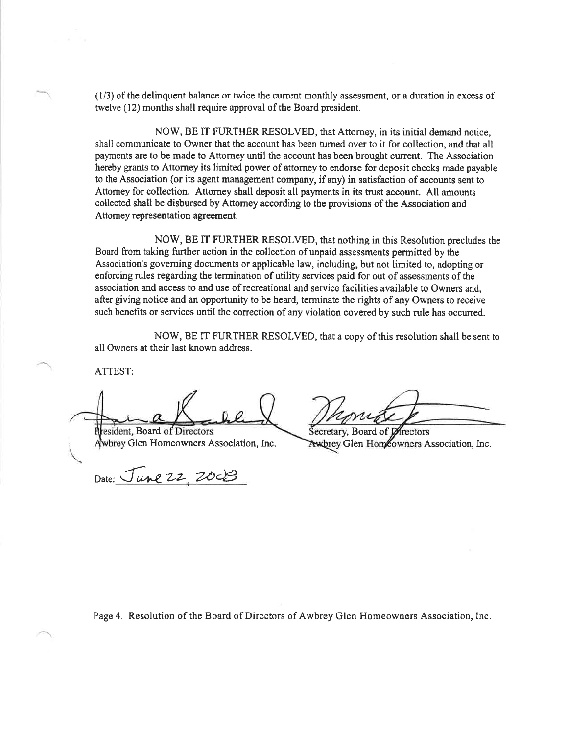(1/3) of the delinquent balance or twice the current monthly assessment, or a duration in excess of twelve (12) months shall require approval of the Board president.

NOW, BE IT FURTHER RESOLVED, that Attorney, in its initial demand notice, shall communicate to Owner that the account has been turned over to it for collection, and that all payments are to be made to Attorney until the account has been brought current. The Association hereby grants to Attorney its limited power of attorney to endorse for deposit checks made payable to the Association (or its agent management company, if any) in satisfaction of accounts sent to Attorney for collection. Attorney shall deposit all payments in its trust account. All amounts collected shall be disbursed by Attorney according to the provisions of the Association and Attorney representation agreement.

NOW, BE IT FURTHER RESOLVED, that nothing in this Resolution precludes the Board from taking further action in the collection of unpaid assessments permitted by the Association's governing documents or applicable law, including, but not limited to, adopting or enforcing rules regarding the termination of utility services paid for out of assessments of the association and access to and use of recreational and service facilities available to Owners and, after giving notice and an opportunity to be heard, terminate the rights of any Owners to receive such benefits or services until the correction of any violation covered by such rule has occurred.

NOW, BE IT FURTHER RESOLVED, that a copy of this resolution shall be sent to all Owners at their last known address.

ATTEST:

President, Board of Directors
Awbrey Glen Homeowners Association, Inc.

Secretary, Board of Directors
Awbrey Glen Homeowners Association, Inc.

Date: June 22, 2008

Page 4. Resolution of the Board of Directors of Awbrey Glen Homeowners Association, Inc.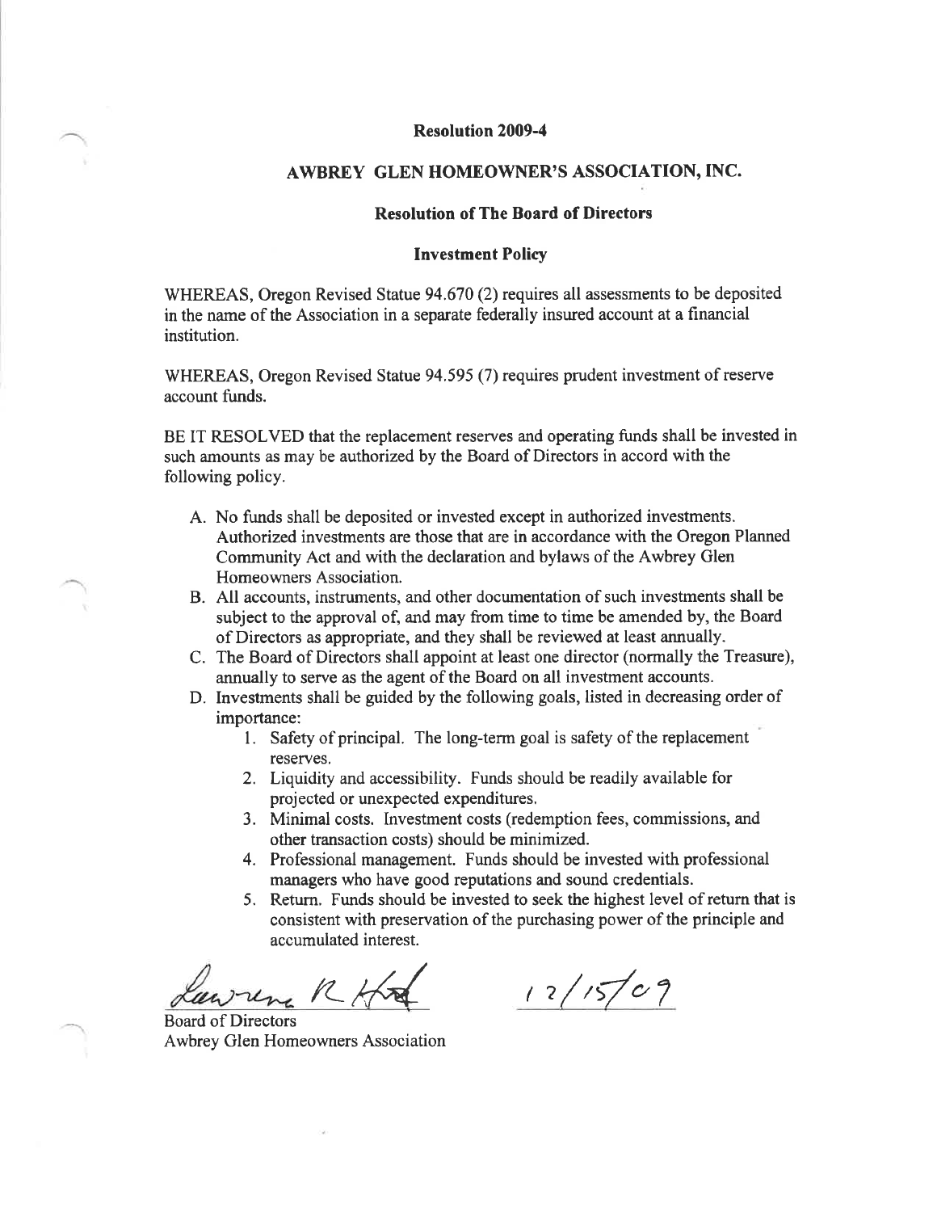**Resolution 2009-4**

**AWBREY GLEN HOMEOWNER'S ASSOCIATION, INC.**

**Resolution of The Board of Directors**

**Investment Policy**

WHEREAS, Oregon Revised Statue 94.670 (2) requires all assessments to be deposited in the name of the Association in a separate federally insured account at a financial institution.

WHEREAS, Oregon Revised Statue 94.595 (7) requires prudent investment of reserve account funds.

BE IT RESOLVED that the replacement reserves and operating funds shall be invested in such amounts as may be authorized by the Board of Directors in accord with the following policy.

A. No funds shall be deposited or invested except in authorized investments. Authorized investments are those that are in accordance with the Oregon Planned Community Act and with the declaration and bylaws of the Awbrey Glen Homeowners Association.
B. All accounts, instruments, and other documentation of such investments shall be subject to the approval of, and may from time to time be amended by, the Board of Directors as appropriate, and they shall be reviewed at least annually.
C. The Board of Directors shall appoint at least one director (normally the Treasure), annually to serve as the agent of the Board on all investment accounts.
D. Investments shall be guided by the following goals, listed in decreasing order of importance:
   1. Safety of principal. The long-term goal is safety of the replacement reserves.
   2. Liquidity and accessibility. Funds should be readily available for projected or unexpected expenditures.
   3. Minimal costs. Investment costs (redemption fees, commissions, and other transaction costs) should be minimized.
   4. Professional management. Funds should be invested with professional managers who have good reputations and sound credentials.
   5. Return. Funds should be invested to seek the highest level of return that is consistent with preservation of the purchasing power of the principle and accumulated interest.

Lawrence R Hird 12/15/09

Board of Directors
Awbrey Glen Homeowners Association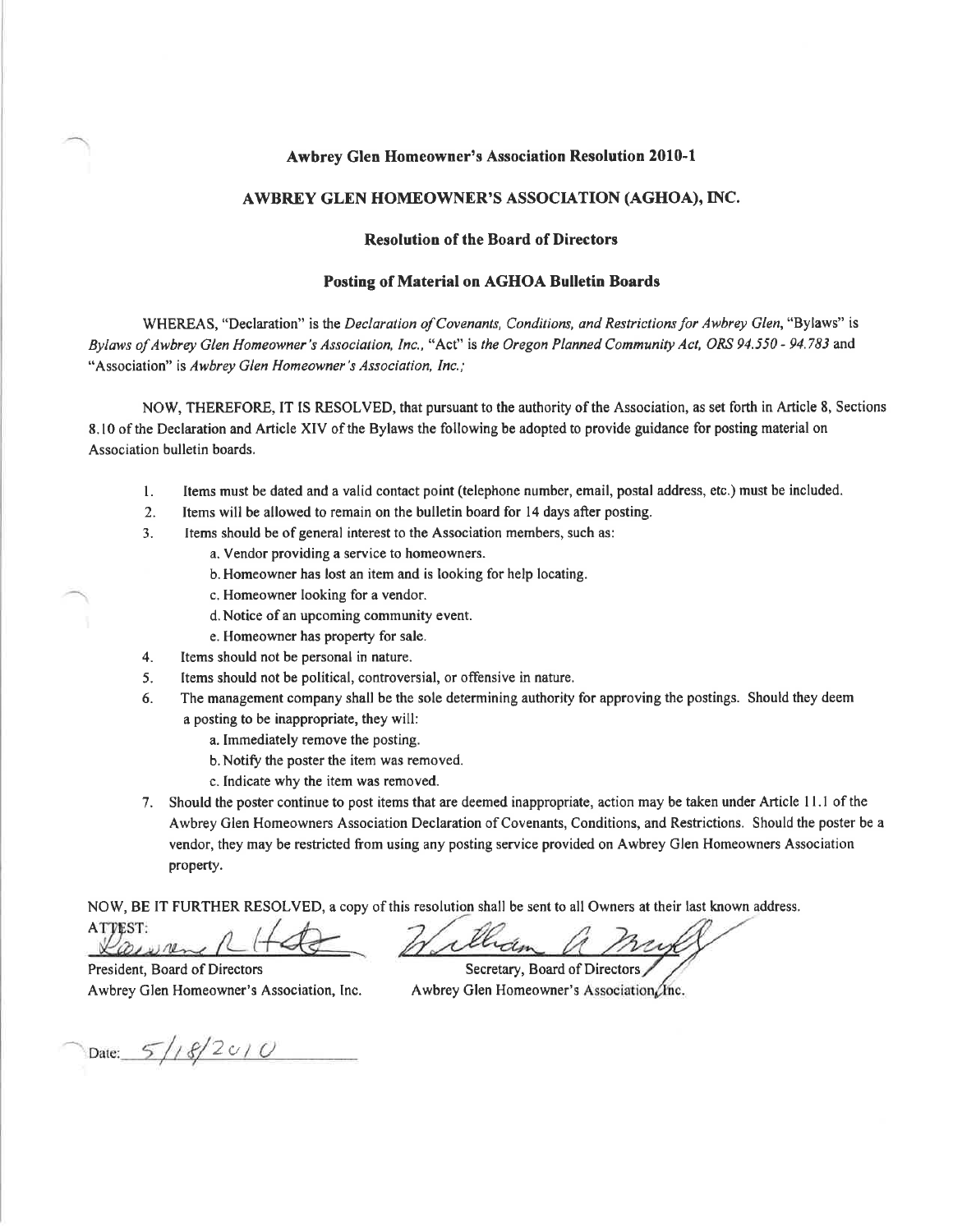## Awbrey Glen Homeowner's Association Resolution 2010-1

## AWBREY GLEN HOMEOWNER'S ASSOCIATION (AGHOA), INC.

### Resolution of the Board of Directors

### Posting of Material on AGHOA Bulletin Boards

WHEREAS, "Declaration" is the *Declaration of Covenants, Conditions, and Restrictions for Awbrey Glen*, "Bylaws" is *Bylaws of Awbrey Glen Homeowner's Association, Inc.*, "Act" is *the Oregon Planned Community Act, ORS 94.550 - 94.783* and "Association" is *Awbrey Glen Homeowner's Association, Inc.;*

NOW, THEREFORE, IT IS RESOLVED, that pursuant to the authority of the Association, as set forth in Article 8, Sections 8.10 of the Declaration and Article XIV of the Bylaws the following be adopted to provide guidance for posting material on Association bulletin boards.

1. Items must be dated and a valid contact point (telephone number, email, postal address, etc.) must be included.
2. Items will be allowed to remain on the bulletin board for 14 days after posting.
3. Items should be of general interest to the Association members, such as:
   a. Vendor providing a service to homeowners.
   b. Homeowner has lost an item and is looking for help locating.
   c. Homeowner looking for a vendor.
   d. Notice of an upcoming community event.
   e. Homeowner has property for sale.
4. Items should not be personal in nature.
5. Items should not be political, controversial, or offensive in nature.
6. The management company shall be the sole determining authority for approving the postings. Should they deem a posting to be inappropriate, they will:
   a. Immediately remove the posting.
   b. Notify the poster the item was removed.
   c. Indicate why the item was removed.
7. Should the poster continue to post items that are deemed inappropriate, action may be taken under Article 11.1 of the Awbrey Glen Homeowners Association Declaration of Covenants, Conditions, and Restrictions. Should the poster be a vendor, they may be restricted from using any posting service provided on Awbrey Glen Homeowners Association property.

NOW, BE IT FURTHER RESOLVED, a copy of this resolution shall be sent to all Owners at their last known address.

ATTEST:

President, Board of Directors
Awbrey Glen Homeowner's Association, Inc.

Secretary, Board of Directors
Awbrey Glen Homeowner's Association, Inc.

Date: 5/18/2010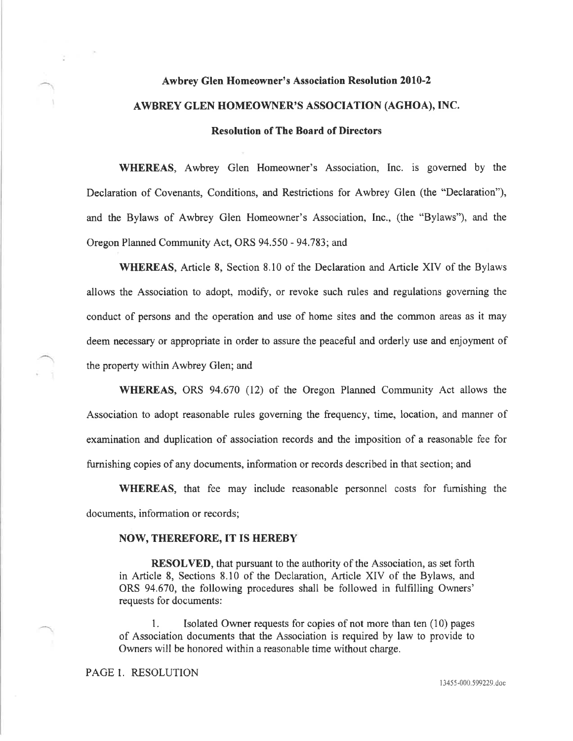**Awbrey Glen Homeowner's Association Resolution 2010-2**

**AWBREY GLEN HOMEOWNER'S ASSOCIATION (AGHOA), INC.**

**Resolution of The Board of Directors**

**WHEREAS**, Awbrey Glen Homeowner's Association, Inc. is governed by the Declaration of Covenants, Conditions, and Restrictions for Awbrey Glen (the "Declaration"), and the Bylaws of Awbrey Glen Homeowner's Association, Inc., (the "Bylaws"), and the Oregon Planned Community Act, ORS 94.550 - 94.783; and

**WHEREAS**, Article 8, Section 8.10 of the Declaration and Article XIV of the Bylaws allows the Association to adopt, modify, or revoke such rules and regulations governing the conduct of persons and the operation and use of home sites and the common areas as it may deem necessary or appropriate in order to assure the peaceful and orderly use and enjoyment of the property within Awbrey Glen; and

**WHEREAS**, ORS 94.670 (12) of the Oregon Planned Community Act allows the Association to adopt reasonable rules governing the frequency, time, location, and manner of examination and duplication of association records and the imposition of a reasonable fee for furnishing copies of any documents, information or records described in that section; and

**WHEREAS**, that fee may include reasonable personnel costs for furnishing the documents, information or records;

**NOW, THEREFORE, IT IS HEREBY**

**RESOLVED**, that pursuant to the authority of the Association, as set forth in Article 8, Sections 8.10 of the Declaration, Article XIV of the Bylaws, and ORS 94.670, the following procedures shall be followed in fulfilling Owners' requests for documents:

1. Isolated Owner requests for copies of not more than ten (10) pages of Association documents that the Association is required by law to provide to Owners will be honored within a reasonable time without charge.

PAGE 1. RESOLUTION

13455-000.599229.doc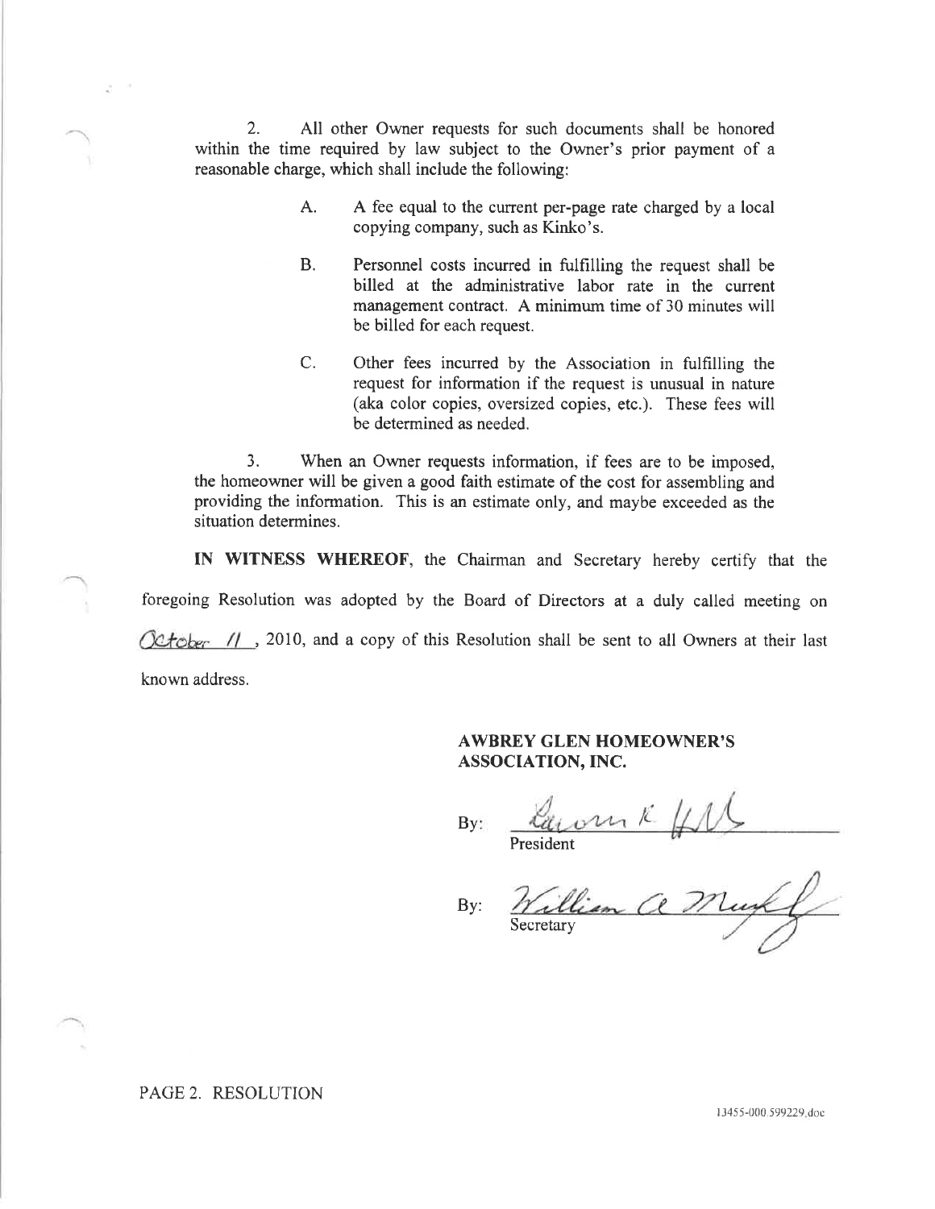2. All other Owner requests for such documents shall be honored within the time required by law subject to the Owner's prior payment of a reasonable charge, which shall include the following:

A. A fee equal to the current per-page rate charged by a local copying company, such as Kinko's.

B. Personnel costs incurred in fulfilling the request shall be billed at the administrative labor rate in the current management contract. A minimum time of 30 minutes will be billed for each request.

C. Other fees incurred by the Association in fulfilling the request for information if the request is unusual in nature (aka color copies, oversized copies, etc.). These fees will be determined as needed.

3. When an Owner requests information, if fees are to be imposed, the homeowner will be given a good faith estimate of the cost for assembling and providing the information. This is an estimate only, and maybe exceeded as the situation determines.

**IN WITNESS WHEREOF**, the Chairman and Secretary hereby certify that the foregoing Resolution was adopted by the Board of Directors at a duly called meeting on October 11, 2010, and a copy of this Resolution shall be sent to all Owners at their last known address.

**AWBREY GLEN HOMEOWNER'S ASSOCIATION, INC.**

By: ______________________
President

By: ______________________
Secretary

PAGE 2. RESOLUTION

13455-000.599229.doc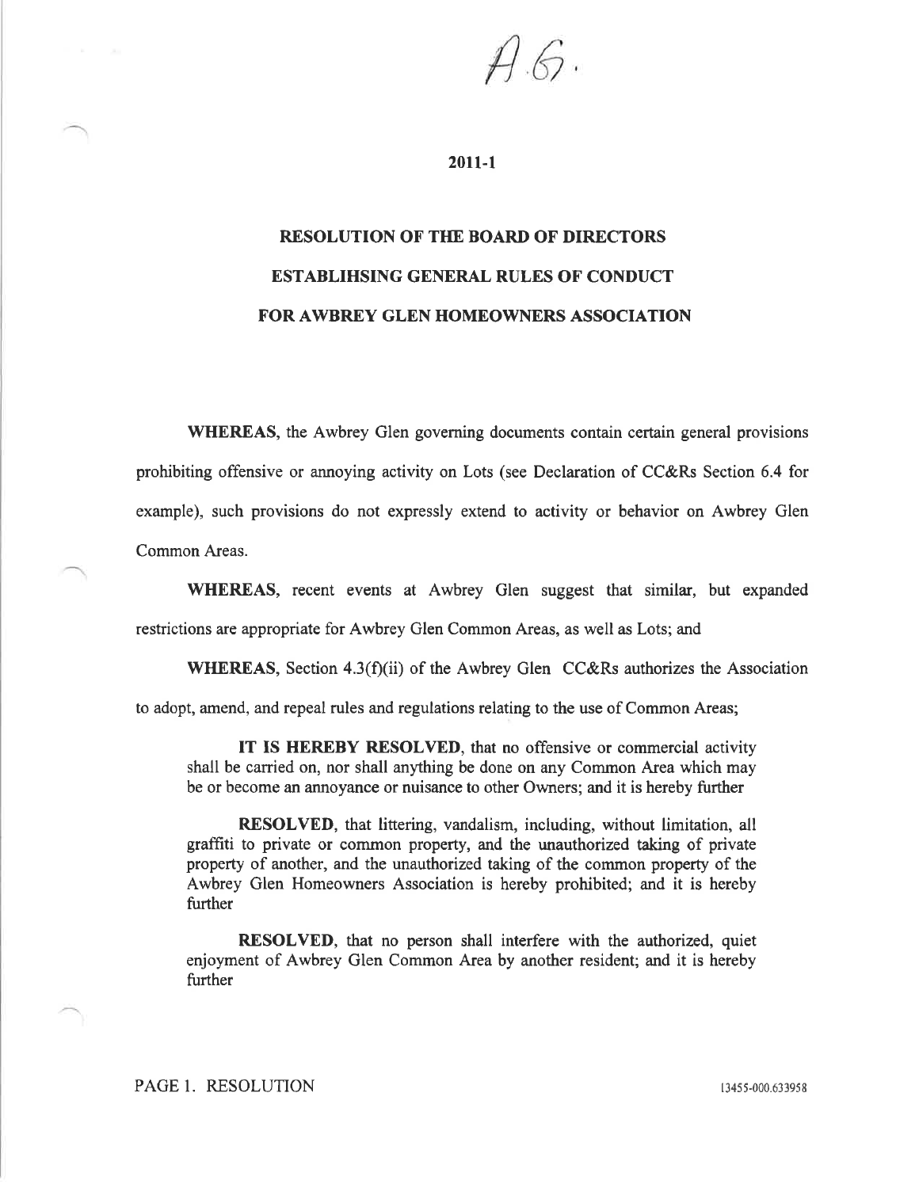A.G.

**2011-1**

# RESOLUTION OF THE BOARD OF DIRECTORS ESTABLIHSING GENERAL RULES OF CONDUCT FOR AWBREY GLEN HOMEOWNERS ASSOCIATION

**WHEREAS**, the Awbrey Glen governing documents contain certain general provisions prohibiting offensive or annoying activity on Lots (see Declaration of CC&Rs Section 6.4 for example), such provisions do not expressly extend to activity or behavior on Awbrey Glen Common Areas.

**WHEREAS**, recent events at Awbrey Glen suggest that similar, but expanded restrictions are appropriate for Awbrey Glen Common Areas, as well as Lots; and

**WHEREAS**, Section 4.3(f)(ii) of the Awbrey Glen CC&Rs authorizes the Association to adopt, amend, and repeal rules and regulations relating to the use of Common Areas;

> **IT IS HEREBY RESOLVED**, that no offensive or commercial activity shall be carried on, nor shall anything be done on any Common Area which may be or become an annoyance or nuisance to other Owners; and it is hereby further
>
> **RESOLVED**, that littering, vandalism, including, without limitation, all graffiti to private or common property, and the unauthorized taking of private property of another, and the unauthorized taking of the common property of the Awbrey Glen Homeowners Association is hereby prohibited; and it is hereby further
>
> **RESOLVED**, that no person shall interfere with the authorized, quiet enjoyment of Awbrey Glen Common Area by another resident; and it is hereby further

PAGE 1. RESOLUTION 13455-000.633958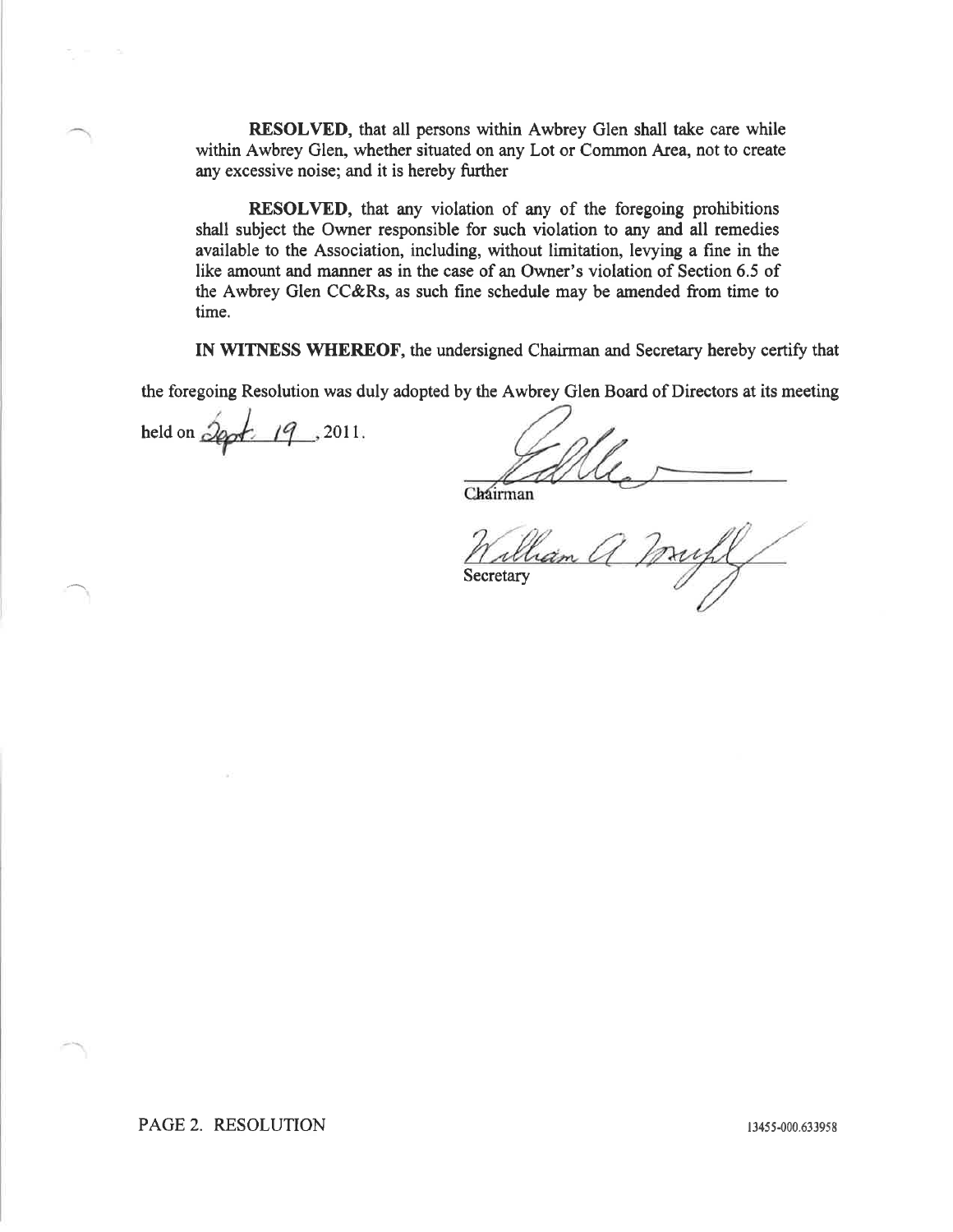**RESOLVED**, that all persons within Awbrey Glen shall take care while within Awbrey Glen, whether situated on any Lot or Common Area, not to create any excessive noise; and it is hereby further

**RESOLVED**, that any violation of any of the foregoing prohibitions shall subject the Owner responsible for such violation to any and all remedies available to the Association, including, without limitation, levying a fine in the like amount and manner as in the case of an Owner's violation of Section 6.5 of the Awbrey Glen CC&Rs, as such fine schedule may be amended from time to time.

**IN WITNESS WHEREOF**, the undersigned Chairman and Secretary hereby certify that the foregoing Resolution was duly adopted by the Awbrey Glen Board of Directors at its meeting held on Sept. 19, 2011.

Chairman

William A Muffl

Secretary

PAGE 2. RESOLUTION

13455-000.633958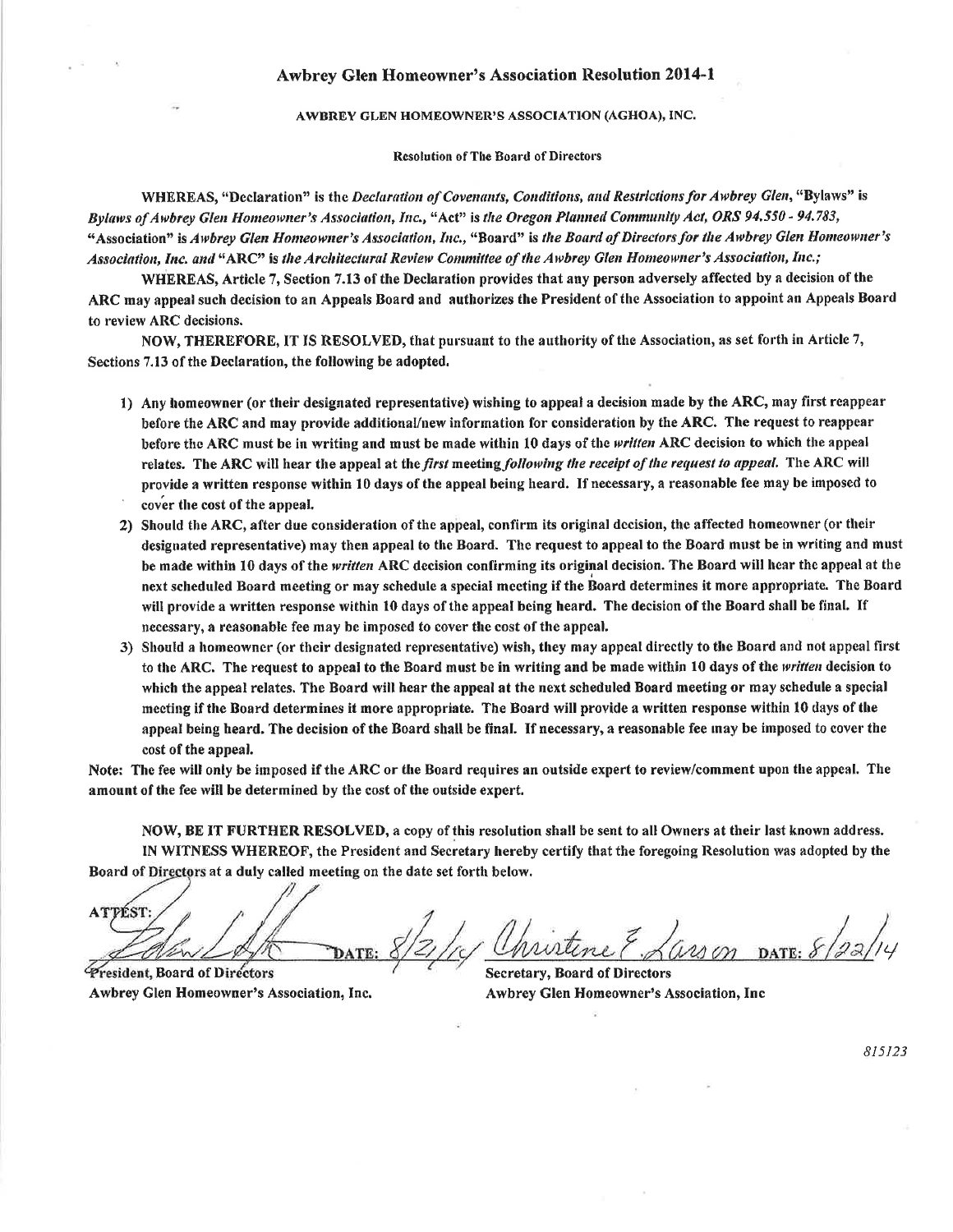# Awbrey Glen Homeowner's Association Resolution 2014-1

**AWBREY GLEN HOMEOWNER'S ASSOCIATION (AGHOA), INC.**

**Resolution of The Board of Directors**

**WHEREAS, "Declaration" is the *Declaration of Covenants, Conditions, and Restrictions for Awbrey Glen*, "Bylaws" is *Bylaws of Awbrey Glen Homeowner's Association, Inc.*, "Act" is *the Oregon Planned Community Act, ORS 94.550 - 94.783*, "Association" is *Awbrey Glen Homeowner's Association, Inc.*, "Board" is *the Board of Directors for the Awbrey Glen Homeowner's Association, Inc. and* "ARC" is *the Architectural Review Committee of the Awbrey Glen Homeowner's Association, Inc.;***

**WHEREAS, Article 7, Section 7.13 of the Declaration provides that any person adversely affected by a decision of the ARC may appeal such decision to an Appeals Board and authorizes the President of the Association to appoint an Appeals Board to review ARC decisions.**

**NOW, THEREFORE, IT IS RESOLVED, that pursuant to the authority of the Association, as set forth in Article 7, Sections 7.13 of the Declaration, the following be adopted.**

1) **Any homeowner (or their designated representative) wishing to appeal a decision made by the ARC, may first reappear before the ARC and may provide additional/new information for consideration by the ARC. The request to reappear before the ARC must be in writing and must be made within 10 days of the *written* ARC decision to which the appeal relates. The ARC will hear the appeal at the *first* meeting *following the receipt of the request to appeal.* The ARC will provide a written response within 10 days of the appeal being heard. If necessary, a reasonable fee may be imposed to cover the cost of the appeal.**
2) **Should the ARC, after due consideration of the appeal, confirm its original decision, the affected homeowner (or their designated representative) may then appeal to the Board. The request to appeal to the Board must be in writing and must be made within 10 days of the *written* ARC decision confirming its original decision. The Board will hear the appeal at the next scheduled Board meeting or may schedule a special meeting if the Board determines it more appropriate. The Board will provide a written response within 10 days of the appeal being heard. The decision of the Board shall be final. If necessary, a reasonable fee may be imposed to cover the cost of the appeal.**
3) **Should a homeowner (or their designated representative) wish, they may appeal directly to the Board and not appeal first to the ARC. The request to appeal to the Board must be in writing and be made within 10 days of the *written* decision to which the appeal relates. The Board will hear the appeal at the next scheduled Board meeting or may schedule a special meeting if the Board determines it more appropriate. The Board will provide a written response within 10 days of the appeal being heard. The decision of the Board shall be final. If necessary, a reasonable fee may be imposed to cover the cost of the appeal.**

**Note: The fee will only be imposed if the ARC or the Board requires an outside expert to review/comment upon the appeal. The amount of the fee will be determined by the cost of the outside expert.**

**NOW, BE IT FURTHER RESOLVED, a copy of this resolution shall be sent to all Owners at their last known address.**

**IN WITNESS WHEREOF, the President and Secretary hereby certify that the foregoing Resolution was adopted by the Board of Directors at a duly called meeting on the date set forth below.**

**ATTEST:** [signature] **DATE:** 8/21/14

**President, Board of Directors**
**Awbrey Glen Homeowner's Association, Inc.**

Christine E. Larson **DATE:** 8/22/14

**Secretary, Board of Directors**
**Awbrey Glen Homeowner's Association, Inc**

*815123*